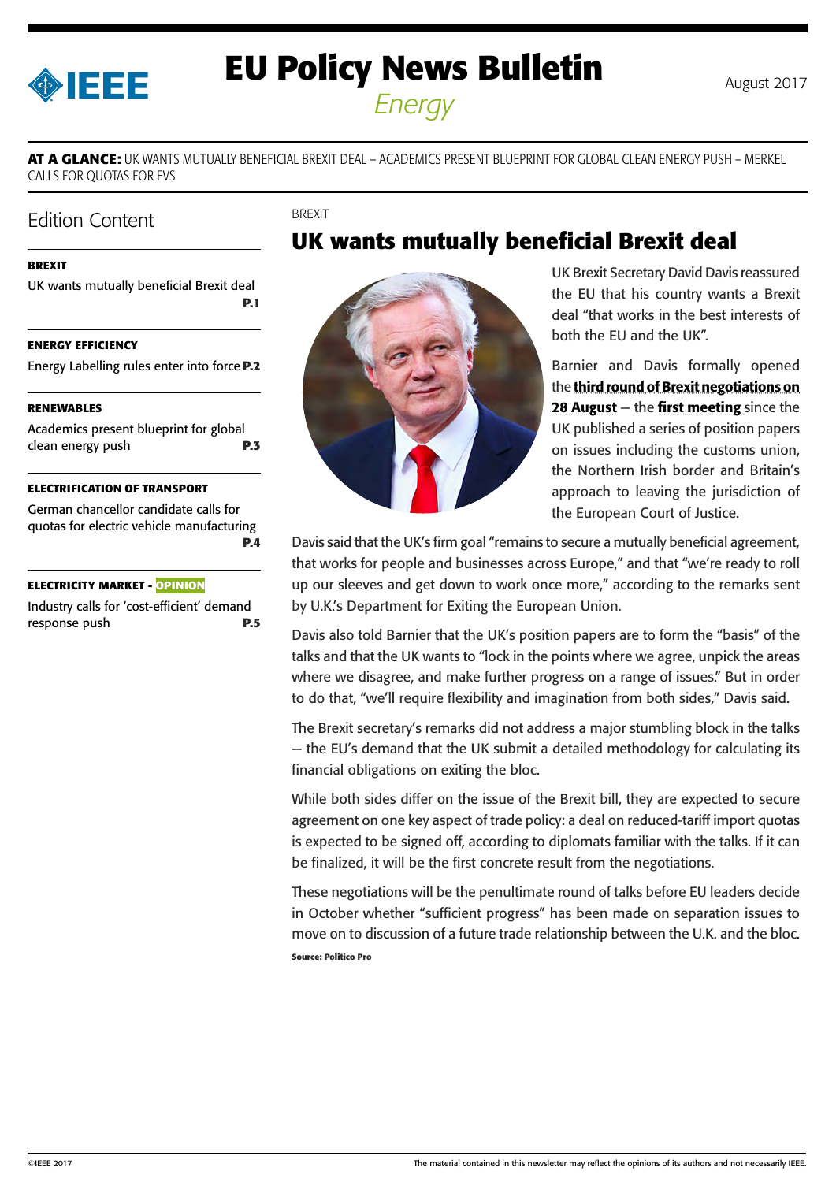# EU Policy News Bulletin

*Energy*

August 2017

**AT A GLANCE:** UK WANTS MUTUALLY BENEFICIAL BREXIT DEAL – ACADEMICS PRESENT BLUEPRINT FOR GLOBAL CLEAN ENERGY PUSH – MERKEL CALLS FOR QUOTAS FOR EVS

## Edition Content

**BREXIT**

UK wants mutually beneficial Brexit deal **P.1**

**ENERGY EFFICIENCY**

Energy Labelling rules enter into force **P.2**

**RENEWABLES**

Academics present blueprint for global clean energy push **P.3**

**ELECTRIFICATION OF TRANSPORT**

German chancellor candidate calls for quotas for electric vehicle manufacturing **P.4**

**ELECTRICITY MARKET - OPINION**

Industry calls for 'cost-efficient' demand response push **P.5**

BREXIT

## UK wants mutually beneficial Brexit deal

UK Brexit Secretary David Davis reassured the EU that his country wants a Brexit deal "that works in the best interests of both the EU and the UK".

Barnier and Davis formally opened the **third round of Brexit negotiations on 28 August** — the **first meeting** since the UK published a series of position papers on issues including the customs union, the Northern Irish border and Britain's approach to leaving the jurisdiction of the European Court of Justice.

Davis said that the UK's firm goal "remains to secure a mutually beneficial agreement, that works for people and businesses across Europe," and that "we're ready to roll up our sleeves and get down to work once more," according to the remarks sent by U.K.'s Department for Exiting the European Union.

Davis also told Barnier that the UK's position papers are to form the "basis" of the talks and that the UK wants to "lock in the points where we agree, unpick the areas where we disagree, and make further progress on a range of issues." But in order to do that, "we'll require flexibility and imagination from both sides," Davis said.

The Brexit secretary's remarks did not address a major stumbling block in the talks — the EU's demand that the UK submit a detailed methodology for calculating its financial obligations on exiting the bloc.

While both sides differ on the issue of the Brexit bill, they are expected to secure agreement on one key aspect of trade policy: a deal on reduced-tariff import quotas is expected to be signed off, according to diplomats familiar with the talks. If it can be finalized, it will be the first concrete result from the negotiations.

These negotiations will be the penultimate round of talks before EU leaders decide in October whether "sufficient progress" has been made on separation issues to move on to discussion of a future trade relationship between the U.K. and the bloc.

**Source: Politico Pro**

©IEEE 2017 The material contained in this newsletter may reflect the opinions of its authors and not necessarily IEEE.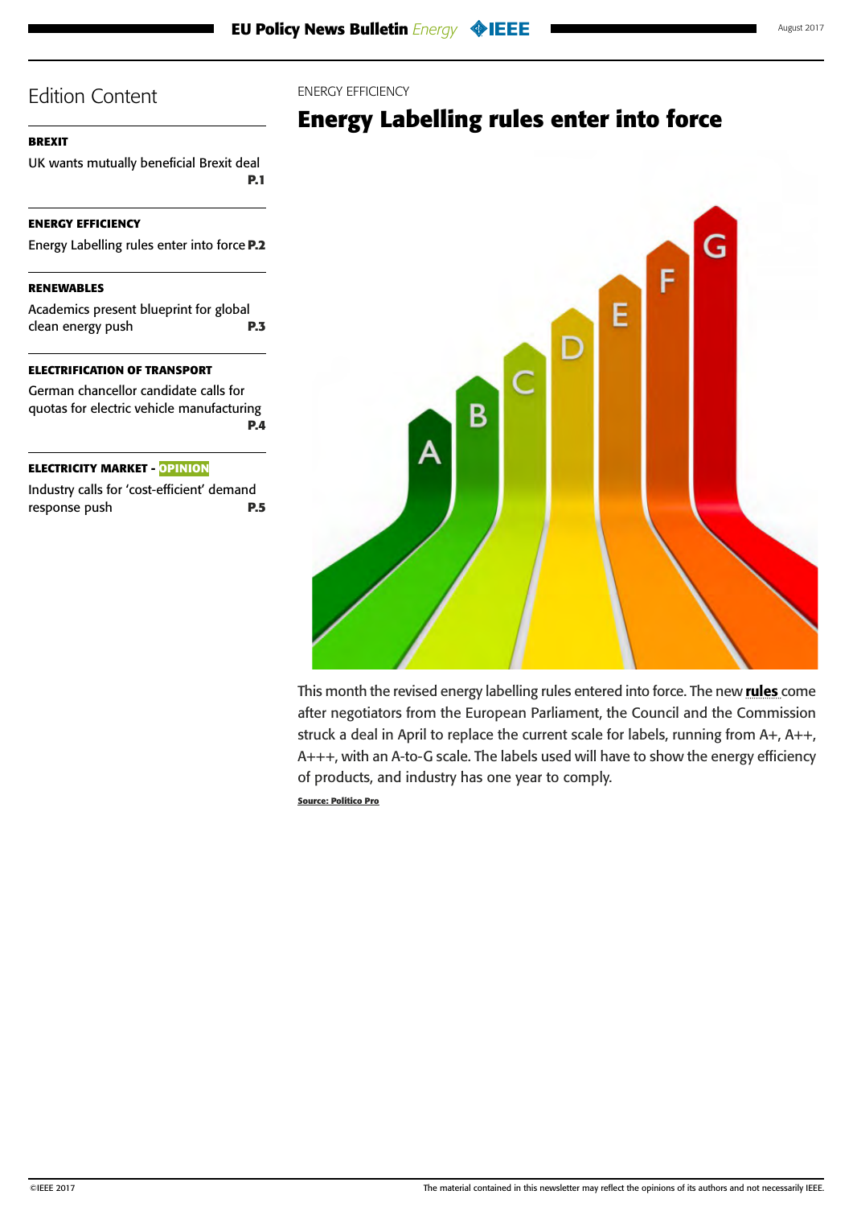## Edition Content

**BREXIT**

UK wants mutually beneficial Brexit deal **P.1**

**ENERGY EFFICIENCY**

Energy Labelling rules enter into force **P.2**

**RENEWABLES**

Academics present blueprint for global clean energy push **P.3**

**ELECTRIFICATION OF TRANSPORT**

German chancellor candidate calls for quotas for electric vehicle manufacturing **P.4**

**ELECTRICITY MARKET - OPINION**

Industry calls for 'cost-efficient' demand response push **P.5**

ENERGY EFFICIENCY

# Energy Labelling rules enter into force

This month the revised energy labelling rules entered into force. The new **rules** come after negotiators from the European Parliament, the Council and the Commission struck a deal in April to replace the current scale for labels, running from A+, A++, A+++, with an A-to-G scale. The labels used will have to show the energy efficiency of products, and industry has one year to comply.

**Source: Politico Pro**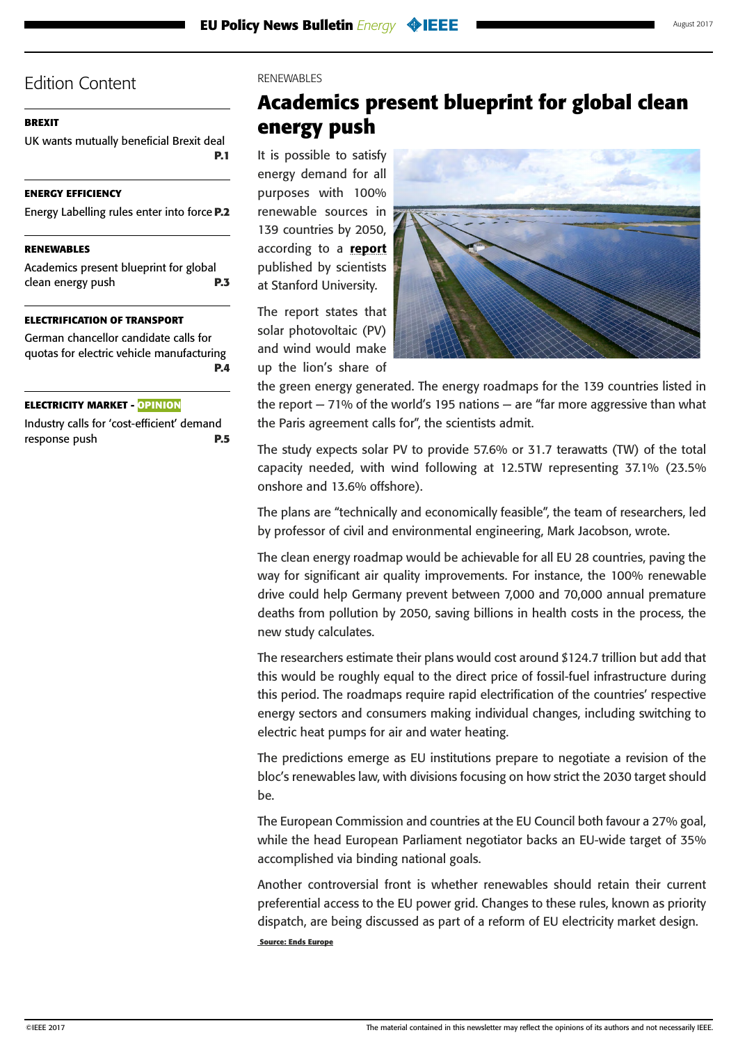## Edition Content

**BREXIT**

UK wants mutually beneficial Brexit deal **P.1**

**ENERGY EFFICIENCY**

Energy Labelling rules enter into force **P.2**

**RENEWABLES**

Academics present blueprint for global clean energy push **P.3**

**ELECTRIFICATION OF TRANSPORT**

German chancellor candidate calls for quotas for electric vehicle manufacturing **P.4**

**ELECTRICITY MARKET - OPINION**

Industry calls for 'cost-efficient' demand response push **P.5**

RENEWABLES

# Academics present blueprint for global clean energy push

It is possible to satisfy energy demand for all purposes with 100% renewable sources in 139 countries by 2050, according to a **report** published by scientists at Stanford University.

The report states that solar photovoltaic (PV) and wind would make up the lion's share of the green energy generated. The energy roadmaps for the 139 countries listed in the report – 71% of the world's 195 nations – are "far more aggressive than what the Paris agreement calls for", the scientists admit.

The study expects solar PV to provide 57.6% or 31.7 terawatts (TW) of the total capacity needed, with wind following at 12.5TW representing 37.1% (23.5% onshore and 13.6% offshore).

The plans are "technically and economically feasible", the team of researchers, led by professor of civil and environmental engineering, Mark Jacobson, wrote.

The clean energy roadmap would be achievable for all EU 28 countries, paving the way for significant air quality improvements. For instance, the 100% renewable drive could help Germany prevent between 7,000 and 70,000 annual premature deaths from pollution by 2050, saving billions in health costs in the process, the new study calculates.

The researchers estimate their plans would cost around $124.7 trillion but add that this would be roughly equal to the direct price of fossil-fuel infrastructure during this period. The roadmaps require rapid electrification of the countries' respective energy sectors and consumers making individual changes, including switching to electric heat pumps for air and water heating.

The predictions emerge as EU institutions prepare to negotiate a revision of the bloc's renewables law, with divisions focusing on how strict the 2030 target should be.

The European Commission and countries at the EU Council both favour a 27% goal, while the head European Parliament negotiator backs an EU-wide target of 35% accomplished via binding national goals.

Another controversial front is whether renewables should retain their current preferential access to the EU power grid. Changes to these rules, known as priority dispatch, are being discussed as part of a reform of EU electricity market design.

**Source: Ends Europe**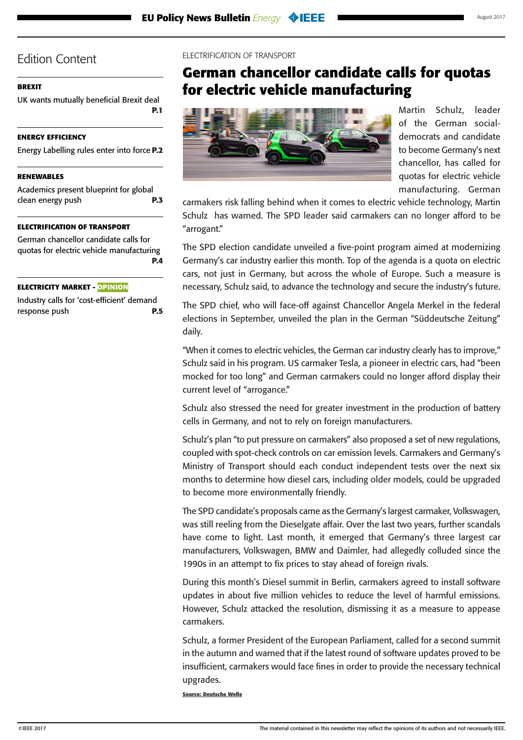## Edition Content

**BREXIT**

UK wants mutually beneficial Brexit deal **P.1**

**ENERGY EFFICIENCY**

Energy Labelling rules enter into force **P.2**

**RENEWABLES**

Academics present blueprint for global clean energy push **P.3**

**ELECTRIFICATION OF TRANSPORT**

German chancellor candidate calls for quotas for electric vehicle manufacturing **P.4**

**ELECTRICITY MARKET - OPINION**

Industry calls for 'cost-efficient' demand response push **P.5**

ELECTRIFICATION OF TRANSPORT

# German chancellor candidate calls for quotas for electric vehicle manufacturing

Martin Schulz, leader of the German social-democrats and candidate to become Germany's next chancellor, has called for quotas for electric vehicle manufacturing. German carmakers risk falling behind when it comes to electric vehicle technology, Martin Schulz has warned. The SPD leader said carmakers can no longer afford to be "arrogant."

The SPD election candidate unveiled a five-point program aimed at modernizing Germany's car industry earlier this month. Top of the agenda is a quota on electric cars, not just in Germany, but across the whole of Europe. Such a measure is necessary, Schulz said, to advance the technology and secure the industry's future.

The SPD chief, who will face-off against Chancellor Angela Merkel in the federal elections in September, unveiled the plan in the German "Süddeutsche Zeitung" daily.

"When it comes to electric vehicles, the German car industry clearly has to improve," Schulz said in his program. US carmaker Tesla, a pioneer in electric cars, had "been mocked for too long" and German carmakers could no longer afford display their current level of "arrogance."

Schulz also stressed the need for greater investment in the production of battery cells in Germany, and not to rely on foreign manufacturers.

Schulz's plan "to put pressure on carmakers" also proposed a set of new regulations, coupled with spot-check controls on car emission levels. Carmakers and Germany's Ministry of Transport should each conduct independent tests over the next six months to determine how diesel cars, including older models, could be upgraded to become more environmentally friendly.

The SPD candidate's proposals came as the Germany's largest carmaker, Volkswagen, was still reeling from the Dieselgate affair. Over the last two years, further scandals have come to light. Last month, it emerged that Germany's three largest car manufacturers, Volkswagen, BMW and Daimler, had allegedly colluded since the 1990s in an attempt to fix prices to stay ahead of foreign rivals.

During this month's Diesel summit in Berlin, carmakers agreed to install software updates in about five million vehicles to reduce the level of harmful emissions. However, Schulz attacked the resolution, dismissing it as a measure to appease carmakers.

Schulz, a former President of the European Parliament, called for a second summit in the autumn and warned that if the latest round of software updates proved to be insufficient, carmakers would face fines in order to provide the necessary technical upgrades.

Source: Deutsche Welle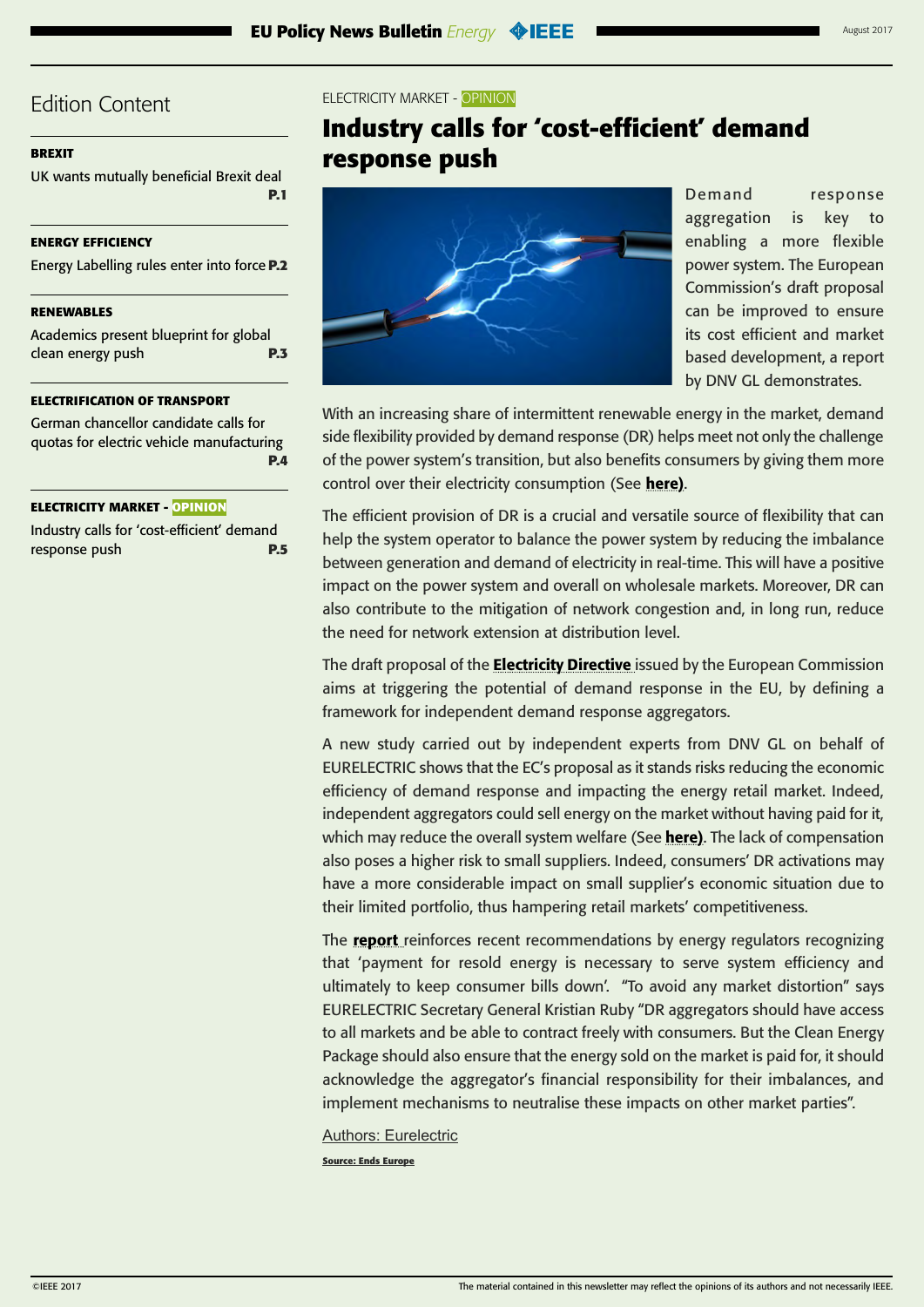## Edition Content

**BREXIT**

UK wants mutually beneficial Brexit deal **P.1**

**ENERGY EFFICIENCY**

Energy Labelling rules enter into force **P.2**

**RENEWABLES**

Academics present blueprint for global clean energy push **P.3**

**ELECTRIFICATION OF TRANSPORT**

German chancellor candidate calls for quotas for electric vehicle manufacturing **P.4**

**ELECTRICITY MARKET - OPINION**

Industry calls for 'cost-efficient' demand response push **P.5**

ELECTRICITY MARKET - OPINION

# Industry calls for 'cost-efficient' demand response push

Demand response aggregation is key to enabling a more flexible power system. The European Commission's draft proposal can be improved to ensure its cost efficient and market based development, a report by DNV GL demonstrates.

With an increasing share of intermittent renewable energy in the market, demand side flexibility provided by demand response (DR) helps meet not only the challenge of the power system's transition, but also benefits consumers by giving them more control over their electricity consumption (See **here)**.

The efficient provision of DR is a crucial and versatile source of flexibility that can help the system operator to balance the power system by reducing the imbalance between generation and demand of electricity in real-time. This will have a positive impact on the power system and overall on wholesale markets. Moreover, DR can also contribute to the mitigation of network congestion and, in long run, reduce the need for network extension at distribution level.

The draft proposal of the **Electricity Directive** issued by the European Commission aims at triggering the potential of demand response in the EU, by defining a framework for independent demand response aggregators.

A new study carried out by independent experts from DNV GL on behalf of EURELECTRIC shows that the EC's proposal as it stands risks reducing the economic efficiency of demand response and impacting the energy retail market. Indeed, independent aggregators could sell energy on the market without having paid for it, which may reduce the overall system welfare (See **here)**. The lack of compensation also poses a higher risk to small suppliers. Indeed, consumers' DR activations may have a more considerable impact on small supplier's economic situation due to their limited portfolio, thus hampering retail markets' competitiveness.

The **report** reinforces recent recommendations by energy regulators recognizing that 'payment for resold energy is necessary to serve system efficiency and ultimately to keep consumer bills down'. "To avoid any market distortion" says EURELECTRIC Secretary General Kristian Ruby "DR aggregators should have access to all markets and be able to contract freely with consumers. But the Clean Energy Package should also ensure that the energy sold on the market is paid for, it should acknowledge the aggregator's financial responsibility for their imbalances, and implement mechanisms to neutralise these impacts on other market parties".

Authors: Eurelectric

**Source: Ends Europe**